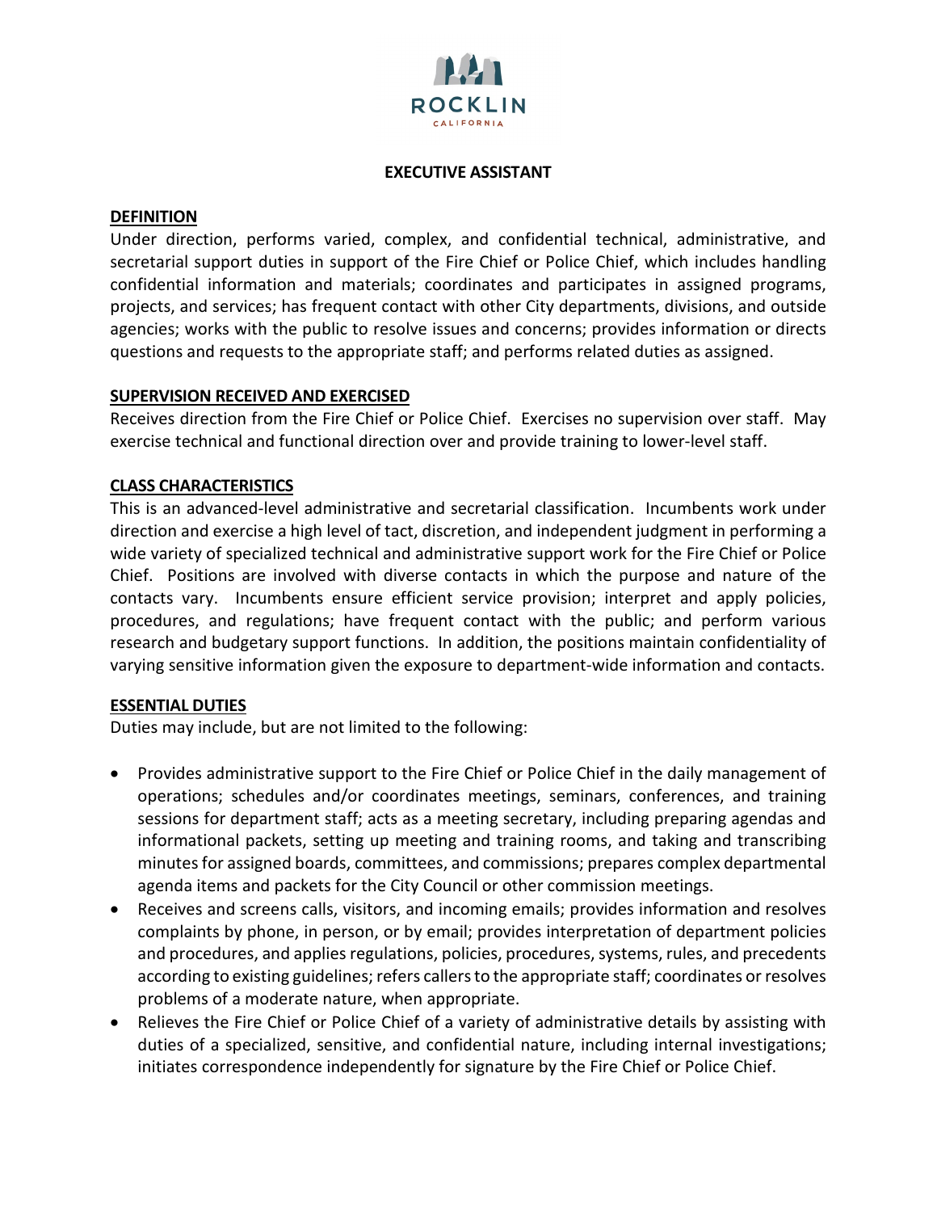ROCKLIN
CALIFORNIA

# EXECUTIVE ASSISTANT

## DEFINITION

Under direction, performs varied, complex, and confidential technical, administrative, and secretarial support duties in support of the Fire Chief or Police Chief, which includes handling confidential information and materials; coordinates and participates in assigned programs, projects, and services; has frequent contact with other City departments, divisions, and outside agencies; works with the public to resolve issues and concerns; provides information or directs questions and requests to the appropriate staff; and performs related duties as assigned.

## SUPERVISION RECEIVED AND EXERCISED

Receives direction from the Fire Chief or Police Chief. Exercises no supervision over staff. May exercise technical and functional direction over and provide training to lower-level staff.

## CLASS CHARACTERISTICS

This is an advanced-level administrative and secretarial classification. Incumbents work under direction and exercise a high level of tact, discretion, and independent judgment in performing a wide variety of specialized technical and administrative support work for the Fire Chief or Police Chief. Positions are involved with diverse contacts in which the purpose and nature of the contacts vary. Incumbents ensure efficient service provision; interpret and apply policies, procedures, and regulations; have frequent contact with the public; and perform various research and budgetary support functions. In addition, the positions maintain confidentiality of varying sensitive information given the exposure to department-wide information and contacts.

## ESSENTIAL DUTIES

Duties may include, but are not limited to the following:

- Provides administrative support to the Fire Chief or Police Chief in the daily management of operations; schedules and/or coordinates meetings, seminars, conferences, and training sessions for department staff; acts as a meeting secretary, including preparing agendas and informational packets, setting up meeting and training rooms, and taking and transcribing minutes for assigned boards, committees, and commissions; prepares complex departmental agenda items and packets for the City Council or other commission meetings.
- Receives and screens calls, visitors, and incoming emails; provides information and resolves complaints by phone, in person, or by email; provides interpretation of department policies and procedures, and applies regulations, policies, procedures, systems, rules, and precedents according to existing guidelines; refers callers to the appropriate staff; coordinates or resolves problems of a moderate nature, when appropriate.
- Relieves the Fire Chief or Police Chief of a variety of administrative details by assisting with duties of a specialized, sensitive, and confidential nature, including internal investigations; initiates correspondence independently for signature by the Fire Chief or Police Chief.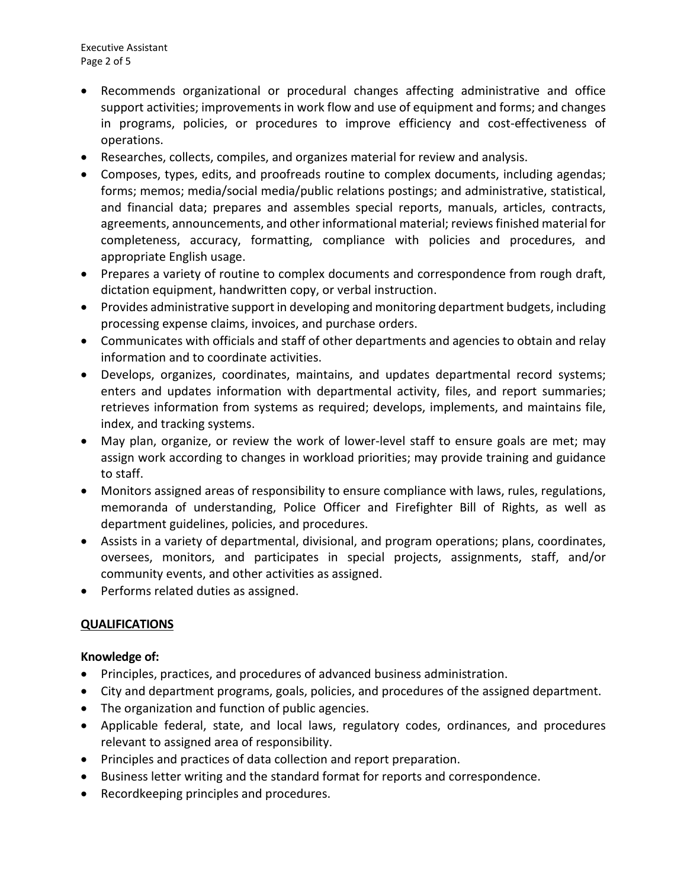- Recommends organizational or procedural changes affecting administrative and office support activities; improvements in work flow and use of equipment and forms; and changes in programs, policies, or procedures to improve efficiency and cost-effectiveness of operations.
- Researches, collects, compiles, and organizes material for review and analysis.
- Composes, types, edits, and proofreads routine to complex documents, including agendas; forms; memos; media/social media/public relations postings; and administrative, statistical, and financial data; prepares and assembles special reports, manuals, articles, contracts, agreements, announcements, and other informational material; reviews finished material for completeness, accuracy, formatting, compliance with policies and procedures, and appropriate English usage.
- Prepares a variety of routine to complex documents and correspondence from rough draft, dictation equipment, handwritten copy, or verbal instruction.
- Provides administrative support in developing and monitoring department budgets, including processing expense claims, invoices, and purchase orders.
- Communicates with officials and staff of other departments and agencies to obtain and relay information and to coordinate activities.
- Develops, organizes, coordinates, maintains, and updates departmental record systems; enters and updates information with departmental activity, files, and report summaries; retrieves information from systems as required; develops, implements, and maintains file, index, and tracking systems.
- May plan, organize, or review the work of lower-level staff to ensure goals are met; may assign work according to changes in workload priorities; may provide training and guidance to staff.
- Monitors assigned areas of responsibility to ensure compliance with laws, rules, regulations, memoranda of understanding, Police Officer and Firefighter Bill of Rights, as well as department guidelines, policies, and procedures.
- Assists in a variety of departmental, divisional, and program operations; plans, coordinates, oversees, monitors, and participates in special projects, assignments, staff, and/or community events, and other activities as assigned.
- Performs related duties as assigned.

## QUALIFICATIONS

**Knowledge of:**

- Principles, practices, and procedures of advanced business administration.
- City and department programs, goals, policies, and procedures of the assigned department.
- The organization and function of public agencies.
- Applicable federal, state, and local laws, regulatory codes, ordinances, and procedures relevant to assigned area of responsibility.
- Principles and practices of data collection and report preparation.
- Business letter writing and the standard format for reports and correspondence.
- Recordkeeping principles and procedures.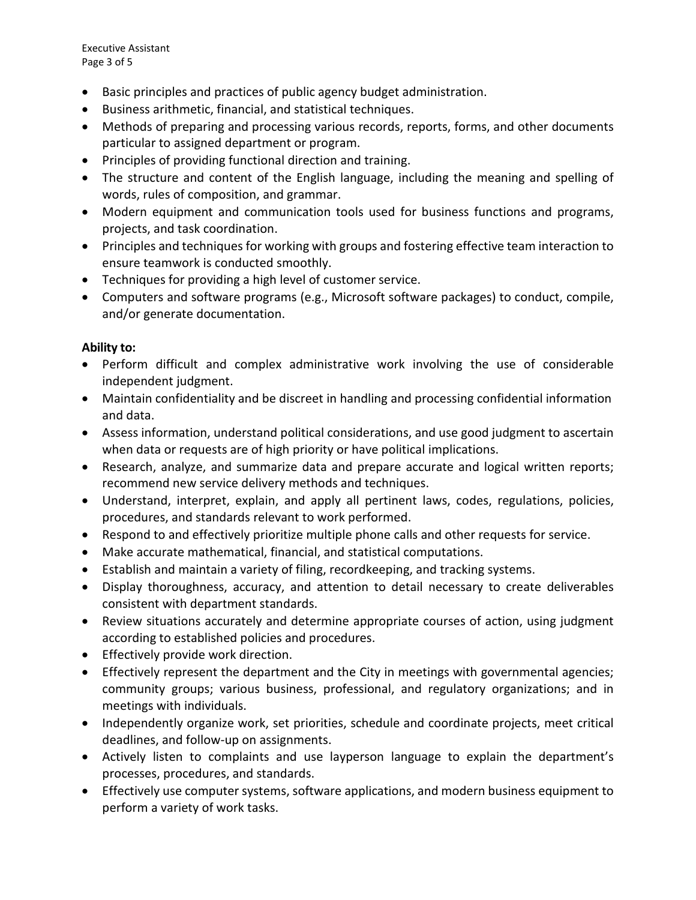- Basic principles and practices of public agency budget administration.
- Business arithmetic, financial, and statistical techniques.
- Methods of preparing and processing various records, reports, forms, and other documents particular to assigned department or program.
- Principles of providing functional direction and training.
- The structure and content of the English language, including the meaning and spelling of words, rules of composition, and grammar.
- Modern equipment and communication tools used for business functions and programs, projects, and task coordination.
- Principles and techniques for working with groups and fostering effective team interaction to ensure teamwork is conducted smoothly.
- Techniques for providing a high level of customer service.
- Computers and software programs (e.g., Microsoft software packages) to conduct, compile, and/or generate documentation.

**Ability to:**

- Perform difficult and complex administrative work involving the use of considerable independent judgment.
- Maintain confidentiality and be discreet in handling and processing confidential information and data.
- Assess information, understand political considerations, and use good judgment to ascertain when data or requests are of high priority or have political implications.
- Research, analyze, and summarize data and prepare accurate and logical written reports; recommend new service delivery methods and techniques.
- Understand, interpret, explain, and apply all pertinent laws, codes, regulations, policies, procedures, and standards relevant to work performed.
- Respond to and effectively prioritize multiple phone calls and other requests for service.
- Make accurate mathematical, financial, and statistical computations.
- Establish and maintain a variety of filing, recordkeeping, and tracking systems.
- Display thoroughness, accuracy, and attention to detail necessary to create deliverables consistent with department standards.
- Review situations accurately and determine appropriate courses of action, using judgment according to established policies and procedures.
- Effectively provide work direction.
- Effectively represent the department and the City in meetings with governmental agencies; community groups; various business, professional, and regulatory organizations; and in meetings with individuals.
- Independently organize work, set priorities, schedule and coordinate projects, meet critical deadlines, and follow-up on assignments.
- Actively listen to complaints and use layperson language to explain the department's processes, procedures, and standards.
- Effectively use computer systems, software applications, and modern business equipment to perform a variety of work tasks.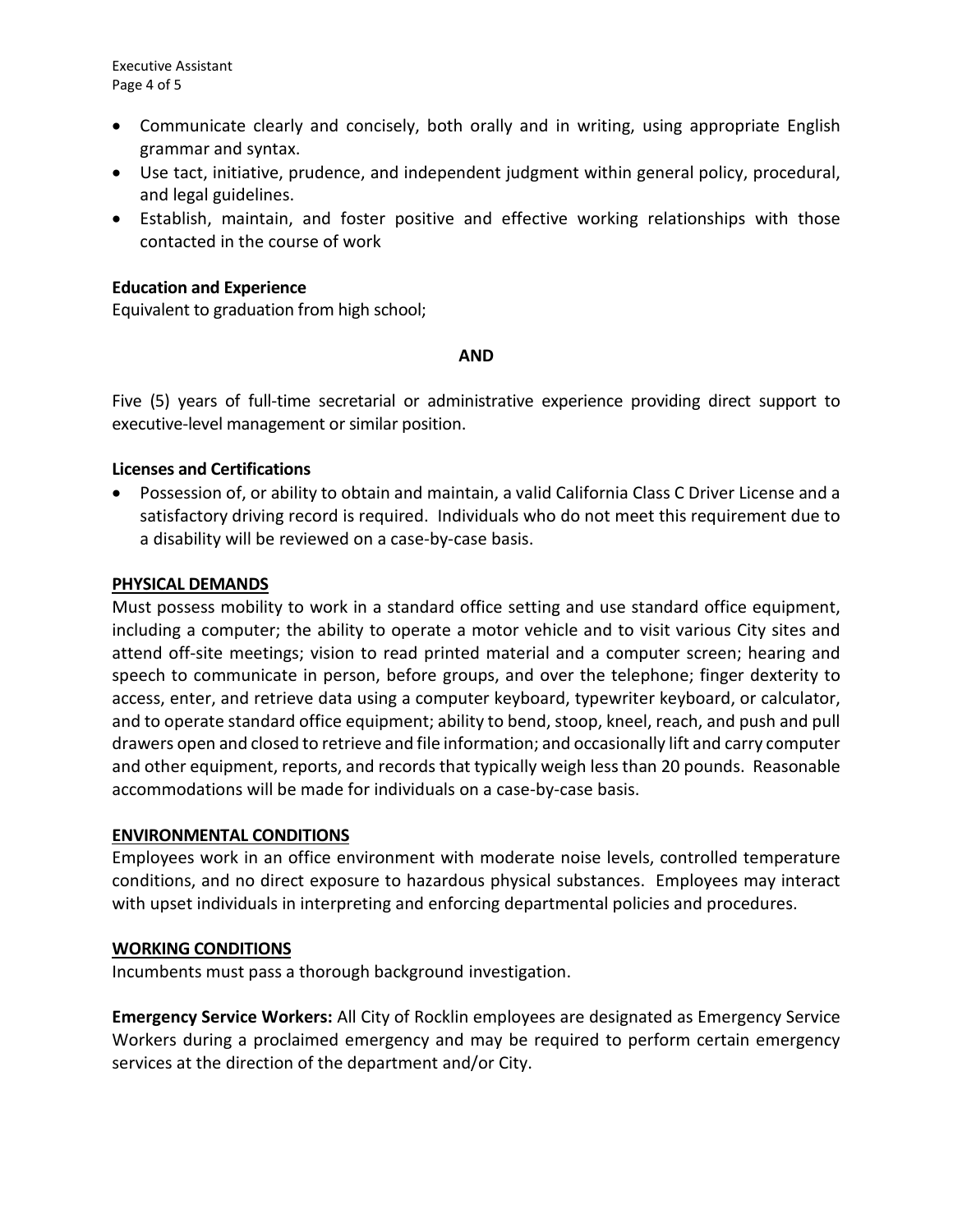- Communicate clearly and concisely, both orally and in writing, using appropriate English grammar and syntax.
- Use tact, initiative, prudence, and independent judgment within general policy, procedural, and legal guidelines.
- Establish, maintain, and foster positive and effective working relationships with those contacted in the course of work

**Education and Experience**

Equivalent to graduation from high school;

**AND**

Five (5) years of full-time secretarial or administrative experience providing direct support to executive-level management or similar position.

**Licenses and Certifications**

- Possession of, or ability to obtain and maintain, a valid California Class C Driver License and a satisfactory driving record is required. Individuals who do not meet this requirement due to a disability will be reviewed on a case-by-case basis.

## PHYSICAL DEMANDS

Must possess mobility to work in a standard office setting and use standard office equipment, including a computer; the ability to operate a motor vehicle and to visit various City sites and attend off-site meetings; vision to read printed material and a computer screen; hearing and speech to communicate in person, before groups, and over the telephone; finger dexterity to access, enter, and retrieve data using a computer keyboard, typewriter keyboard, or calculator, and to operate standard office equipment; ability to bend, stoop, kneel, reach, and push and pull drawers open and closed to retrieve and file information; and occasionally lift and carry computer and other equipment, reports, and records that typically weigh less than 20 pounds. Reasonable accommodations will be made for individuals on a case-by-case basis.

## ENVIRONMENTAL CONDITIONS

Employees work in an office environment with moderate noise levels, controlled temperature conditions, and no direct exposure to hazardous physical substances. Employees may interact with upset individuals in interpreting and enforcing departmental policies and procedures.

## WORKING CONDITIONS

Incumbents must pass a thorough background investigation.

**Emergency Service Workers:** All City of Rocklin employees are designated as Emergency Service Workers during a proclaimed emergency and may be required to perform certain emergency services at the direction of the department and/or City.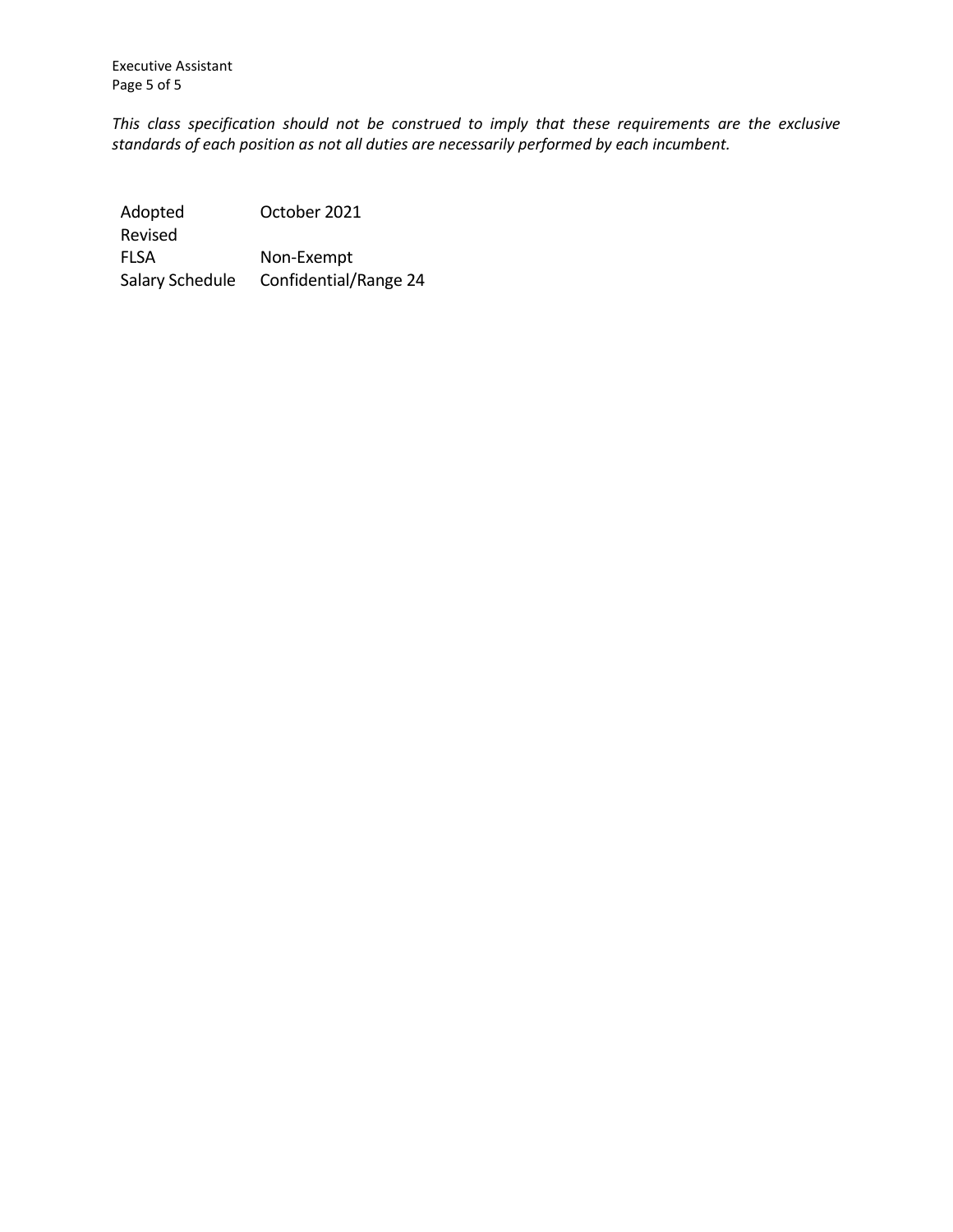*This class specification should not be construed to imply that these requirements are the exclusive standards of each position as not all duties are necessarily performed by each incumbent.*

| | |
|---|---|
| Adopted | October 2021 |
| Revised | |
| FLSA | Non-Exempt |
| Salary Schedule | Confidential/Range 24 |